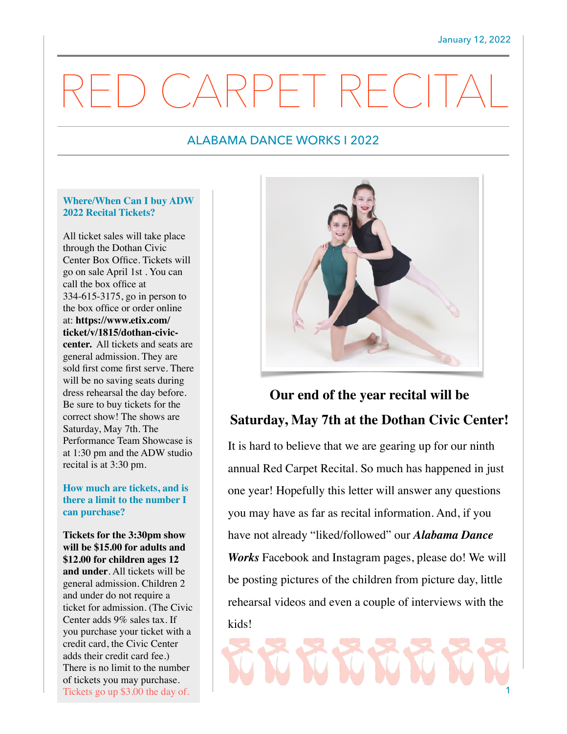January 12, 2022

# RED CARPET RECITAL

## ALABAMA DANCE WORKS I 2022

### Where/When Can I buy ADW 2022 Recital Tickets?

All ticket sales will take place through the Dothan Civic Center Box Office. Tickets will go on sale April 1st . You can call the box office at 334-615-3175, go in person to the box office or order online at: **https://www.etix.com/ticket/v/1815/dothan-civic-center.** All tickets and seats are general admission. They are sold first come first serve. There will be no saving seats during dress rehearsal the day before. Be sure to buy tickets for the correct show! The shows are Saturday, May 7th. The Performance Team Showcase is at 1:30 pm and the ADW studio recital is at 3:30 pm.

### How much are tickets, and is there a limit to the number I can purchase?

**Tickets for the 3:30pm show will be $15.00 for adults and $12.00 for children ages 12 and under**. All tickets will be general admission. Children 2 and under do not require a ticket for admission. (The Civic Center adds 9% sales tax. If you purchase your ticket with a credit card, the Civic Center adds their credit card fee.) There is no limit to the number of tickets you may purchase. Tickets go up $3.00 the day of.

**Our end of the year recital will be Saturday, May 7th at the Dothan Civic Center!**

It is hard to believe that we are gearing up for our ninth annual Red Carpet Recital. So much has happened in just one year! Hopefully this letter will answer any questions you may have as far as recital information. And, if you have not already "liked/followed" our ***Alabama Dance Works*** Facebook and Instagram pages, please do! We will be posting pictures of the children from picture day, little rehearsal videos and even a couple of interviews with the kids!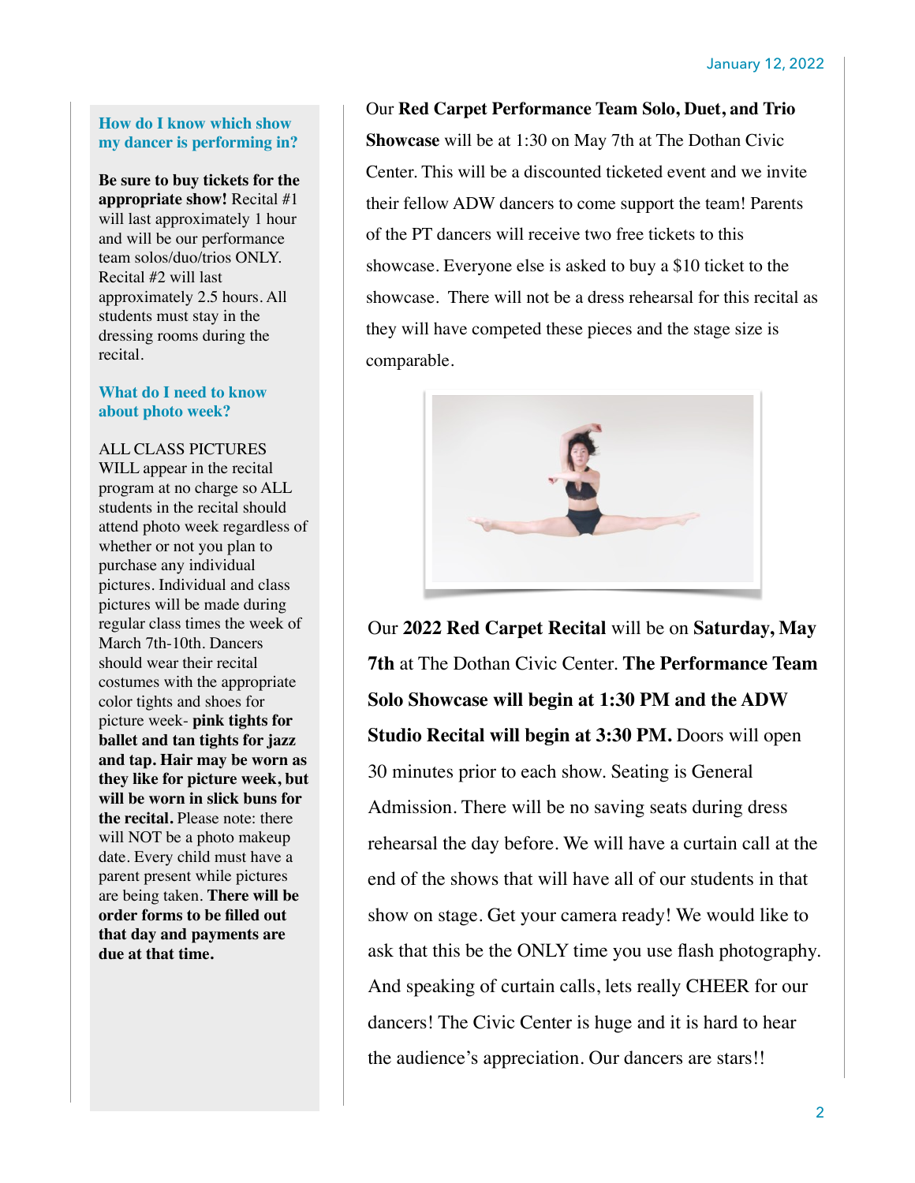### How do I know which show my dancer is performing in?

**Be sure to buy tickets for the appropriate show!** Recital #1 will last approximately 1 hour and will be our performance team solos/duo/trios ONLY. Recital #2 will last approximately 2.5 hours. All students must stay in the dressing rooms during the recital.

### What do I need to know about photo week?

ALL CLASS PICTURES WILL appear in the recital program at no charge so ALL students in the recital should attend photo week regardless of whether or not you plan to purchase any individual pictures. Individual and class pictures will be made during regular class times the week of March 7th-10th. Dancers should wear their recital costumes with the appropriate color tights and shoes for picture week- **pink tights for ballet and tan tights for jazz and tap. Hair may be worn as they like for picture week, but will be worn in slick buns for the recital.** Please note: there will NOT be a photo makeup date. Every child must have a parent present while pictures are being taken. **There will be order forms to be filled out that day and payments are due at that time.**

Our **Red Carpet Performance Team Solo, Duet, and Trio Showcase** will be at 1:30 on May 7th at The Dothan Civic Center. This will be a discounted ticketed event and we invite their fellow ADW dancers to come support the team! Parents of the PT dancers will receive two free tickets to this showcase. Everyone else is asked to buy a $10 ticket to the showcase. There will not be a dress rehearsal for this recital as they will have competed these pieces and the stage size is comparable.

Our **2022 Red Carpet Recital** will be on **Saturday, May 7th** at The Dothan Civic Center. **The Performance Team Solo Showcase will begin at 1:30 PM and the ADW Studio Recital will begin at 3:30 PM.** Doors will open 30 minutes prior to each show. Seating is General Admission. There will be no saving seats during dress rehearsal the day before. We will have a curtain call at the end of the shows that will have all of our students in that show on stage. Get your camera ready! We would like to ask that this be the ONLY time you use flash photography. And speaking of curtain calls, lets really CHEER for our dancers! The Civic Center is huge and it is hard to hear the audience's appreciation. Our dancers are stars!!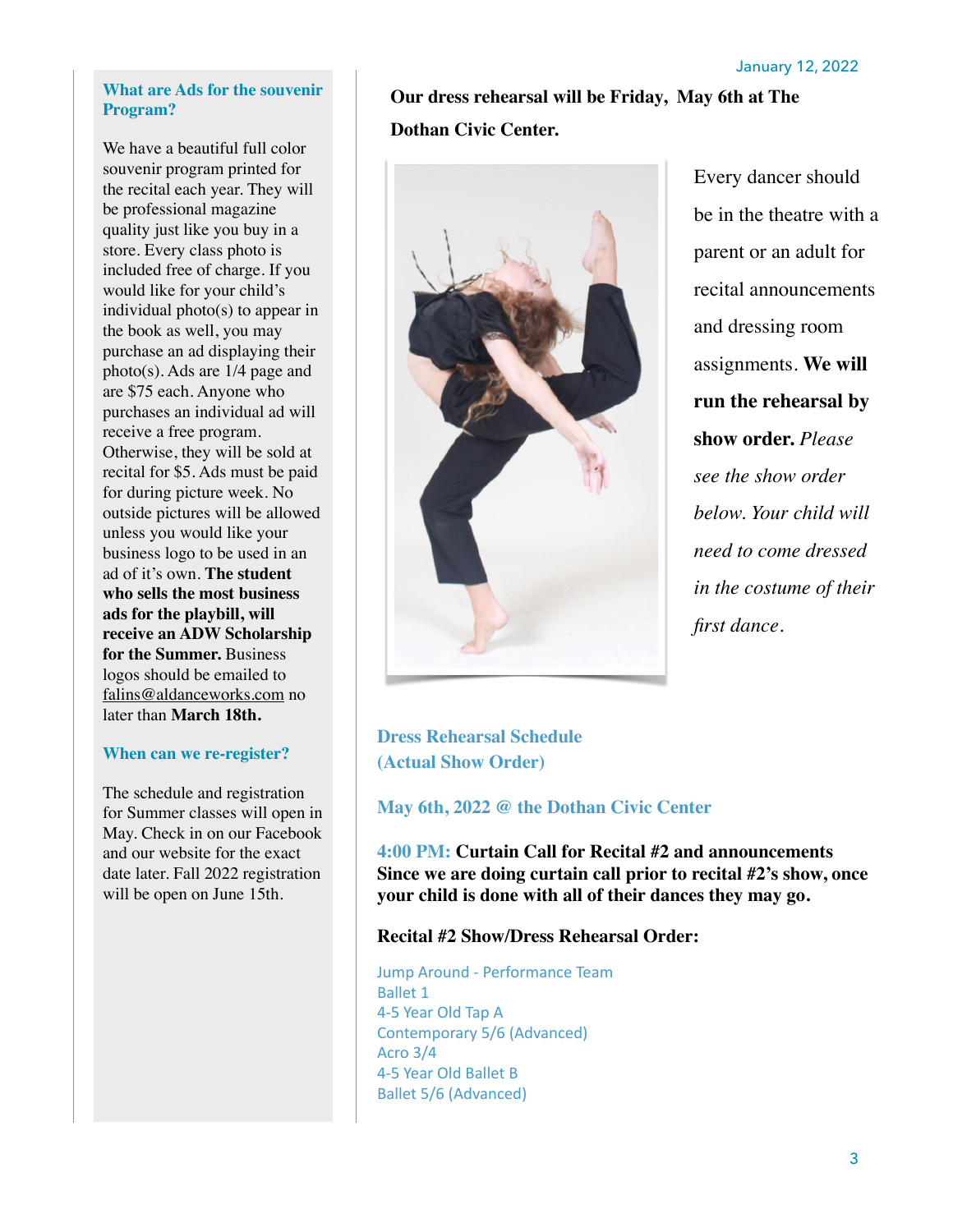January 12, 2022

### What are Ads for the souvenir Program?

We have a beautiful full color souvenir program printed for the recital each year. They will be professional magazine quality just like you buy in a store. Every class photo is included free of charge. If you would like for your child's individual photo(s) to appear in the book as well, you may purchase an ad displaying their photo(s). Ads are 1/4 page and are $75 each. Anyone who purchases an individual ad will receive a free program. Otherwise, they will be sold at recital for $5. Ads must be paid for during picture week. No outside pictures will be allowed unless you would like your business logo to be used in an ad of it's own. **The student who sells the most business ads for the playbill, will receive an ADW Scholarship for the Summer.** Business logos should be emailed to falins@aldanceworks.com no later than **March 18th.**

### When can we re-register?

The schedule and registration for Summer classes will open in May. Check in on our Facebook and our website for the exact date later. Fall 2022 registration will be open on June 15th.

**Our dress rehearsal will be Friday, May 6th at The Dothan Civic Center.**

Every dancer should be in the theatre with a parent or an adult for recital announcements and dressing room assignments. **We will run the rehearsal by show order.** *Please see the show order below. Your child will need to come dressed in the costume of their first dance.*

### Dress Rehearsal Schedule (Actual Show Order)

### May 6th, 2022 @ the Dothan Civic Center

**4:00 PM: Curtain Call for Recital #2 and announcements Since we are doing curtain call prior to recital #2's show, once your child is done with all of their dances they may go.**

**Recital #2 Show/Dress Rehearsal Order:**

Jump Around - Performance Team
Ballet 1
4-5 Year Old Tap A
Contemporary 5/6 (Advanced)
Acro 3/4
4-5 Year Old Ballet B
Ballet 5/6 (Advanced)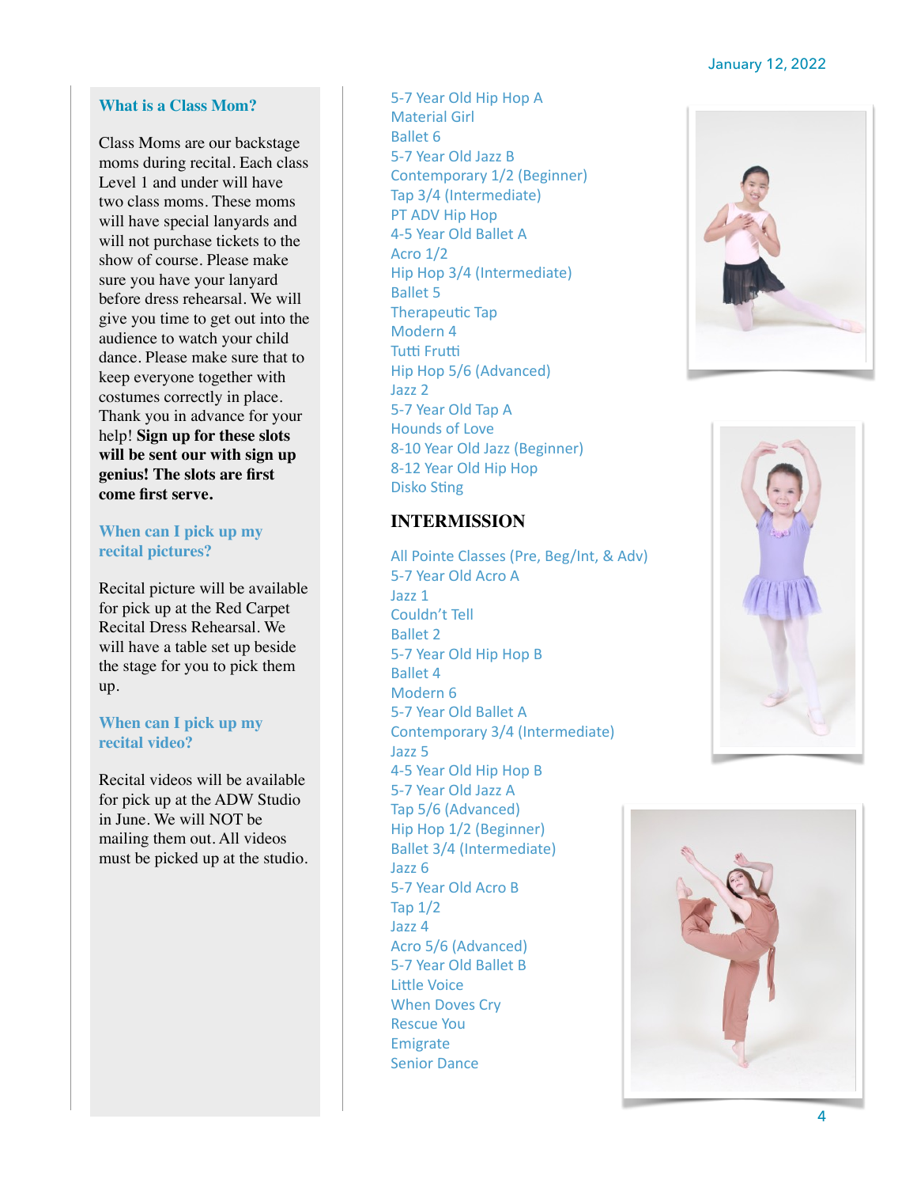### What is a Class Mom?

Class Moms are our backstage moms during recital. Each class Level 1 and under will have two class moms. These moms will have special lanyards and will not purchase tickets to the show of course. Please make sure you have your lanyard before dress rehearsal. We will give you time to get out into the audience to watch your child dance. Please make sure that to keep everyone together with costumes correctly in place. Thank you in advance for your help! **Sign up for these slots will be sent our with sign up genius! The slots are first come first serve.**

### When can I pick up my recital pictures?

Recital picture will be available for pick up at the Red Carpet Recital Dress Rehearsal. We will have a table set up beside the stage for you to pick them up.

### When can I pick up my recital video?

Recital videos will be available for pick up at the ADW Studio in June. We will NOT be mailing them out. All videos must be picked up at the studio.

5-7 Year Old Hip Hop A
Material Girl
Ballet 6
5-7 Year Old Jazz B
Contemporary 1/2 (Beginner)
Tap 3/4 (Intermediate)
PT ADV Hip Hop
4-5 Year Old Ballet A
Acro 1/2
Hip Hop 3/4 (Intermediate)
Ballet 5
Therapeutic Tap
Modern 4
Tutti Frutti
Hip Hop 5/6 (Advanced)
Jazz 2
5-7 Year Old Tap A
Hounds of Love
8-10 Year Old Jazz (Beginner)
8-12 Year Old Hip Hop
Disko Sting

## INTERMISSION

All Pointe Classes (Pre, Beg/Int, & Adv)
5-7 Year Old Acro A
Jazz 1
Couldn't Tell
Ballet 2
5-7 Year Old Hip Hop B
Ballet 4
Modern 6
5-7 Year Old Ballet A
Contemporary 3/4 (Intermediate)
Jazz 5
4-5 Year Old Hip Hop B
5-7 Year Old Jazz A
Tap 5/6 (Advanced)
Hip Hop 1/2 (Beginner)
Ballet 3/4 (Intermediate)
Jazz 6
5-7 Year Old Acro B
Tap 1/2
Jazz 4
Acro 5/6 (Advanced)
5-7 Year Old Ballet B
Little Voice
When Doves Cry
Rescue You
Emigrate
Senior Dance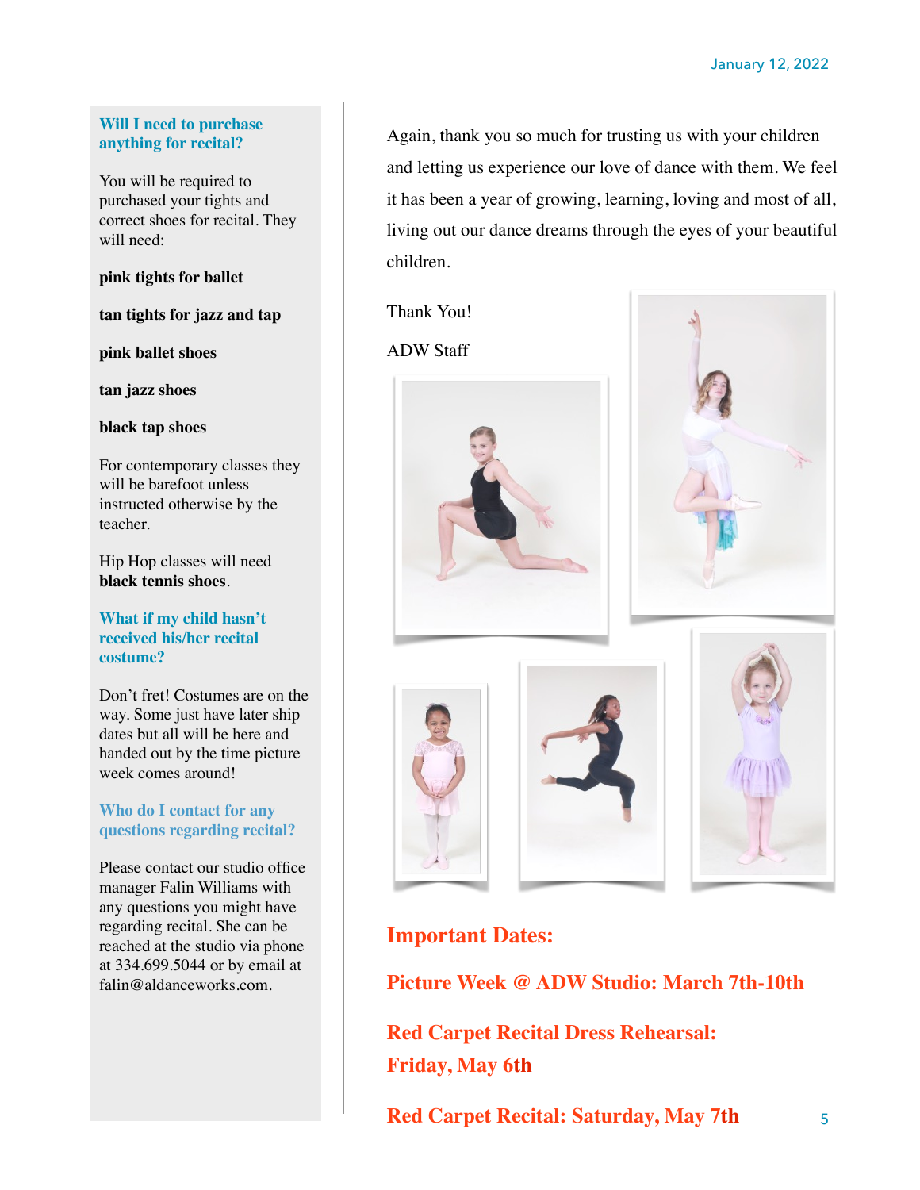### Will I need to purchase anything for recital?

You will be required to purchased your tights and correct shoes for recital. They will need:

**pink tights for ballet**

**tan tights for jazz and tap**

**pink ballet shoes**

**tan jazz shoes**

**black tap shoes**

For contemporary classes they will be barefoot unless instructed otherwise by the teacher.

Hip Hop classes will need **black tennis shoes**.

### What if my child hasn't received his/her recital costume?

Don't fret! Costumes are on the way. Some just have later ship dates but all will be here and handed out by the time picture week comes around!

### Who do I contact for any questions regarding recital?

Please contact our studio office manager Falin Williams with any questions you might have regarding recital. She can be reached at the studio via phone at 334.699.5044 or by email at falin@aldanceworks.com.

Again, thank you so much for trusting us with your children and letting us experience our love of dance with them. We feel it has been a year of growing, learning, loving and most of all, living out our dance dreams through the eyes of your beautiful children.

Thank You!

ADW Staff

## Important Dates:

**Picture Week @ ADW Studio: March 7th-10th**

**Red Carpet Recital Dress Rehearsal: Friday, May 6th**

**Red Carpet Recital: Saturday, May 7th**